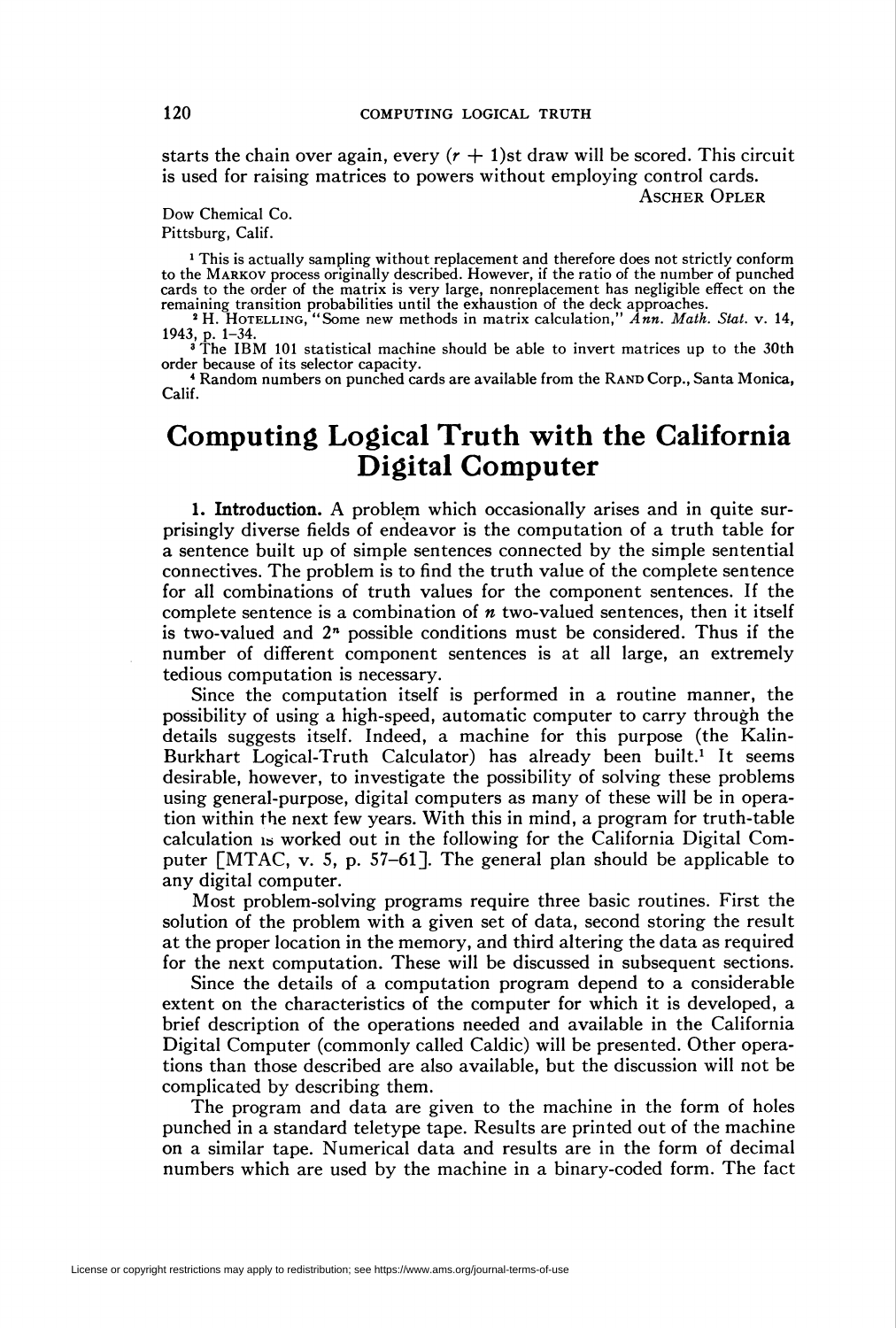starts the chain over again, every $(r + 1)$st draw will be scored. This circuit is used for raising matrices to powers without employing control cards.

ASCHER OPLER

Dow Chemical Co.
Pittsburg, Calif.

[1] This is actually sampling without replacement and therefore does not strictly conform to the MARKOV process originally described. However, if the ratio of the number of punched cards to the order of the matrix is very large, nonreplacement has negligible effect on the remaining transition probabilities until the exhaustion of the deck approaches.

[2] H. HOTELLING, "Some new methods in matrix calculation," *Ann. Math. Stat.* v. 14, 1943, p. 1–34.

[3] The IBM 101 statistical machine should be able to invert matrices up to the 30th order because of its selector capacity.

[4] Random numbers on punched cards are available from the RAND Corp., Santa Monica, Calif.

# Computing Logical Truth with the California Digital Computer

**1. Introduction.** A problem which occasionally arises and in quite surprisingly diverse fields of endeavor is the computation of a truth table for a sentence built up of simple sentences connected by the simple sentential connectives. The problem is to find the truth value of the complete sentence for all combinations of truth values for the component sentences. If the complete sentence is a combination of $n$ two-valued sentences, then it itself is two-valued and $2^n$ possible conditions must be considered. Thus if the number of different component sentences is at all large, an extremely tedious computation is necessary.

Since the computation itself is performed in a routine manner, the possibility of using a high-speed, automatic computer to carry through the details suggests itself. Indeed, a machine for this purpose (the Kalin-Burkhart Logical-Truth Calculator) has already been built.[1] It seems desirable, however, to investigate the possibility of solving these problems using general-purpose, digital computers as many of these will be in operation within the next few years. With this in mind, a program for truth-table calculation is worked out in the following for the California Digital Computer [MTAC, v. 5, p. 57–61]. The general plan should be applicable to any digital computer.

Most problem-solving programs require three basic routines. First the solution of the problem with a given set of data, second storing the result at the proper location in the memory, and third altering the data as required for the next computation. These will be discussed in subsequent sections.

Since the details of a computation program depend to a considerable extent on the characteristics of the computer for which it is developed, a brief description of the operations needed and available in the California Digital Computer (commonly called Caldic) will be presented. Other operations than those described are also available, but the discussion will not be complicated by describing them.

The program and data are given to the machine in the form of holes punched in a standard teletype tape. Results are printed out of the machine on a similar tape. Numerical data and results are in the form of decimal numbers which are used by the machine in a binary-coded form. The fact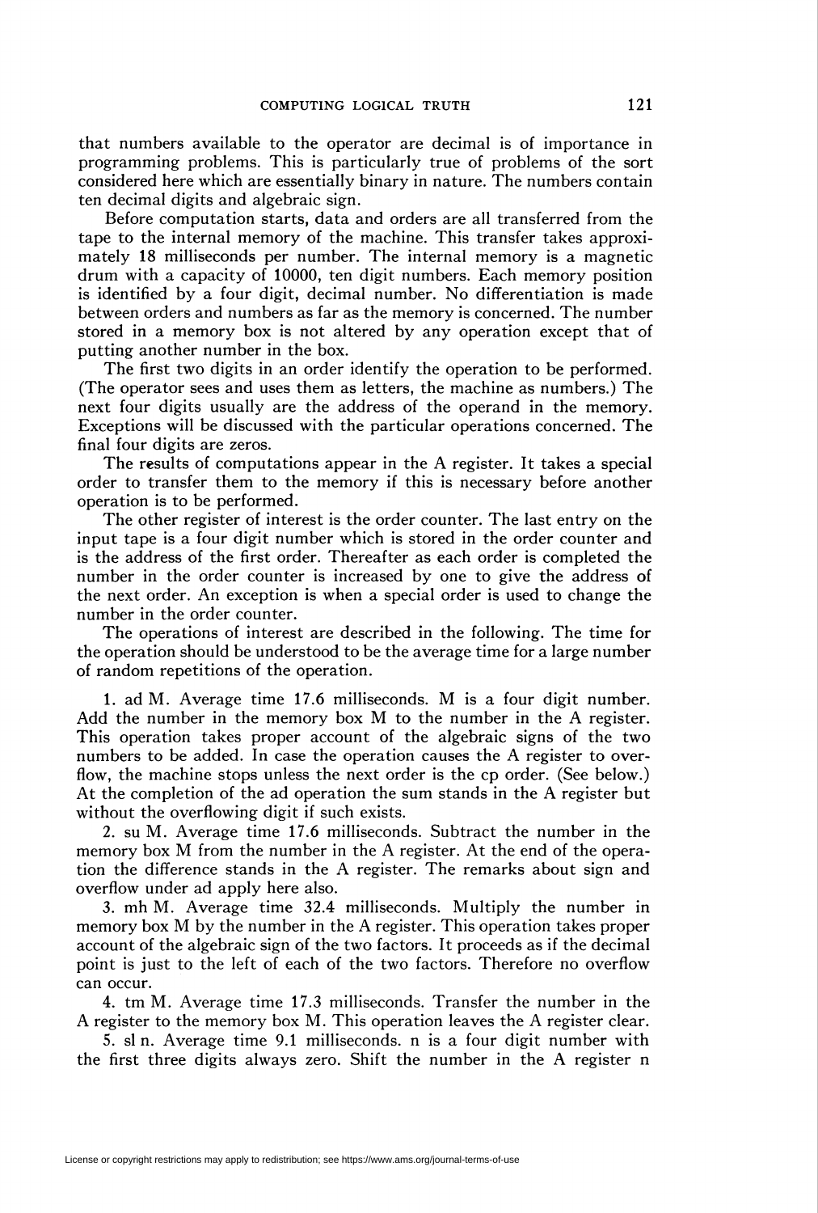that numbers available to the operator are decimal is of importance in programming problems. This is particularly true of problems of the sort considered here which are essentially binary in nature. The numbers contain ten decimal digits and algebraic sign.

Before computation starts, data and orders are all transferred from the tape to the internal memory of the machine. This transfer takes approximately 18 milliseconds per number. The internal memory is a magnetic drum with a capacity of 10000, ten digit numbers. Each memory position is identified by a four digit, decimal number. No differentiation is made between orders and numbers as far as the memory is concerned. The number stored in a memory box is not altered by any operation except that of putting another number in the box.

The first two digits in an order identify the operation to be performed. (The operator sees and uses them as letters, the machine as numbers.) The next four digits usually are the address of the operand in the memory. Exceptions will be discussed with the particular operations concerned. The final four digits are zeros.

The results of computations appear in the A register. It takes a special order to transfer them to the memory if this is necessary before another operation is to be performed.

The other register of interest is the order counter. The last entry on the input tape is a four digit number which is stored in the order counter and is the address of the first order. Thereafter as each order is completed the number in the order counter is increased by one to give the address of the next order. An exception is when a special order is used to change the number in the order counter.

The operations of interest are described in the following. The time for the operation should be understood to be the average time for a large number of random repetitions of the operation.

1. ad M. Average time 17.6 milliseconds. M is a four digit number. Add the number in the memory box M to the number in the A register. This operation takes proper account of the algebraic signs of the two numbers to be added. In case the operation causes the A register to overflow, the machine stops unless the next order is the cp order. (See below.) At the completion of the ad operation the sum stands in the A register but without the overflowing digit if such exists.

2. su M. Average time 17.6 milliseconds. Subtract the number in the memory box M from the number in the A register. At the end of the operation the difference stands in the A register. The remarks about sign and overflow under ad apply here also.

3. mh M. Average time 32.4 milliseconds. Multiply the number in memory box M by the number in the A register. This operation takes proper account of the algebraic sign of the two factors. It proceeds as if the decimal point is just to the left of each of the two factors. Therefore no overflow can occur.

4. tm M. Average time 17.3 milliseconds. Transfer the number in the A register to the memory box M. This operation leaves the A register clear.

5. sl n. Average time 9.1 milliseconds. n is a four digit number with the first three digits always zero. Shift the number in the A register n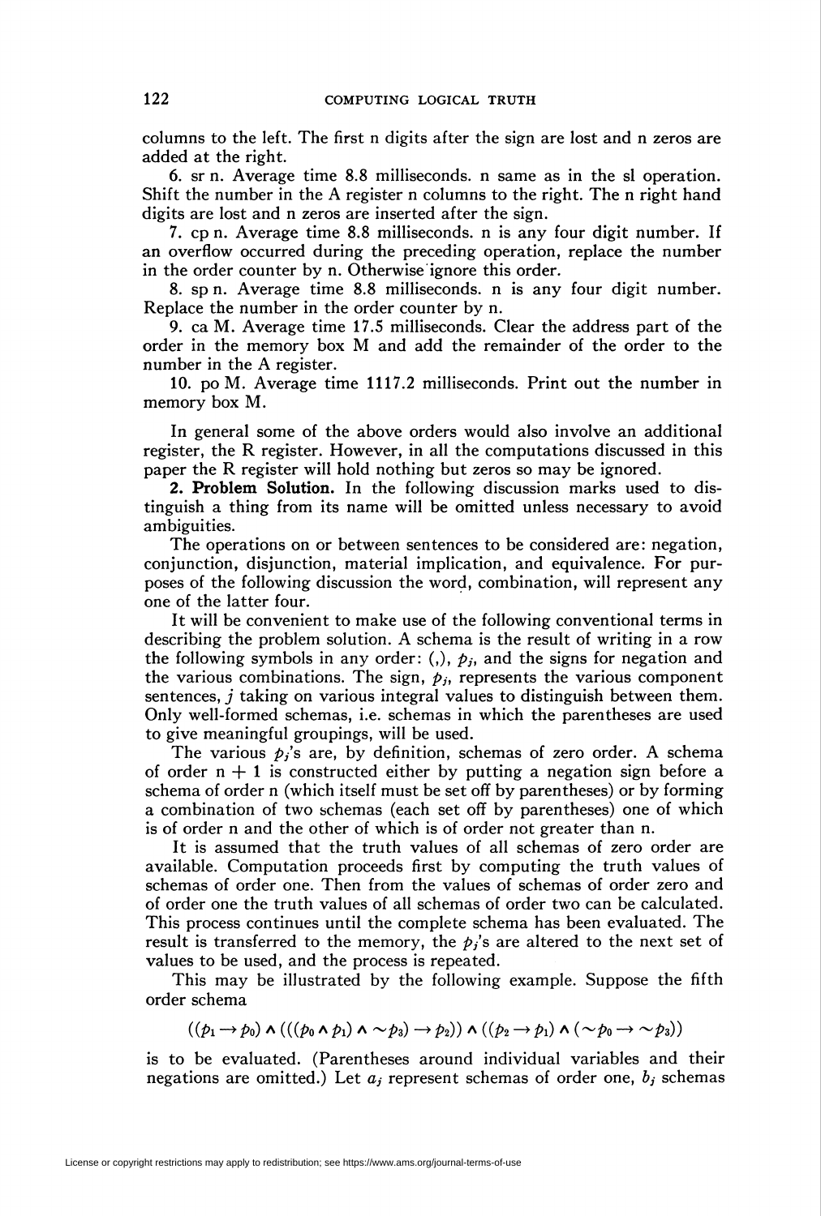columns to the left. The first n digits after the sign are lost and n zeros are added at the right.

6. sr n. Average time 8.8 milliseconds. n same as in the sl operation. Shift the number in the A register n columns to the right. The n right hand digits are lost and n zeros are inserted after the sign.

7. cp n. Average time 8.8 milliseconds. n is any four digit number. If an overflow occurred during the preceding operation, replace the number in the order counter by n. Otherwise ignore this order.

8. sp n. Average time 8.8 milliseconds. n is any four digit number. Replace the number in the order counter by n.

9. ca M. Average time 17.5 milliseconds. Clear the address part of the order in the memory box M and add the remainder of the order to the number in the A register.

10. po M. Average time 1117.2 milliseconds. Print out the number in memory box M.

In general some of the above orders would also involve an additional register, the R register. However, in all the computations discussed in this paper the R register will hold nothing but zeros so may be ignored.

**2. Problem Solution.** In the following discussion marks used to distinguish a thing from its name will be omitted unless necessary to avoid ambiguities.

The operations on or between sentences to be considered are: negation, conjunction, disjunction, material implication, and equivalence. For purposes of the following discussion the word, combination, will represent any one of the latter four.

It will be convenient to make use of the following conventional terms in describing the problem solution. A schema is the result of writing in a row the following symbols in any order: (,), $p_j$, and the signs for negation and the various combinations. The sign, $p_j$, represents the various component sentences, $j$ taking on various integral values to distinguish between them. Only well-formed schemas, i.e. schemas in which the parentheses are used to give meaningful groupings, will be used.

The various $p_j$'s are, by definition, schemas of zero order. A schema of order n + 1 is constructed either by putting a negation sign before a schema of order n (which itself must be set off by parentheses) or by forming a combination of two schemas (each set off by parentheses) one of which is of order n and the other of which is of order not greater than n.

It is assumed that the truth values of all schemas of zero order are available. Computation proceeds first by computing the truth values of schemas of order one. Then from the values of schemas of order zero and of order one the truth values of all schemas of order two can be calculated. This process continues until the complete schema has been evaluated. The result is transferred to the memory, the $p_j$'s are altered to the next set of values to be used, and the process is repeated.

This may be illustrated by the following example. Suppose the fifth order schema

$$((p_1 \rightarrow p_0) \wedge (((p_0 \wedge p_1) \wedge \sim p_3) \rightarrow p_2)) \wedge ((p_2 \rightarrow p_1) \wedge (\sim p_0 \rightarrow \sim p_3))$$

is to be evaluated. (Parentheses around individual variables and their negations are omitted.) Let $a_j$ represent schemas of order one, $b_j$ schemas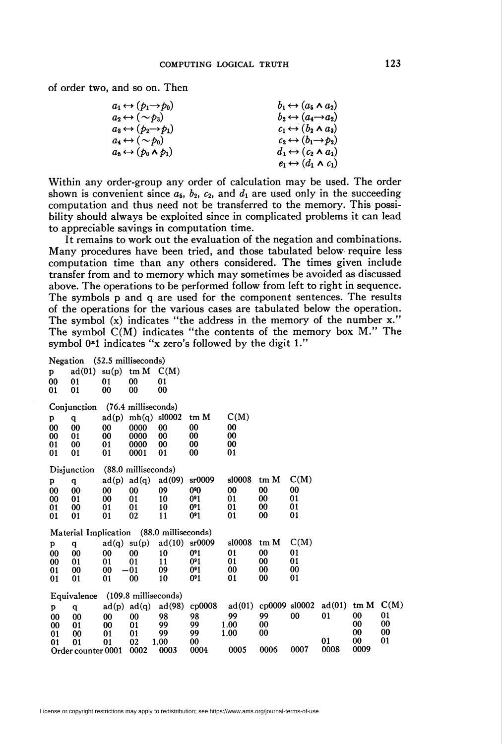of order two, and so on. Then

$$a_1 \leftrightarrow (p_1 \rightarrow p_0) \qquad b_1 \leftrightarrow (a_5 \wedge a_2)$$
$$a_2 \leftrightarrow (\sim p_3) \qquad b_2 \leftrightarrow (a_4 \rightarrow a_2)$$
$$a_3 \leftrightarrow (p_2 \rightarrow p_1) \qquad c_1 \leftrightarrow (b_2 \wedge a_3)$$
$$a_4 \leftrightarrow (\sim p_0) \qquad c_2 \leftrightarrow (b_1 \rightarrow p_2)$$
$$a_5 \leftrightarrow (p_0 \wedge p_1) \qquad d_1 \leftrightarrow (c_2 \wedge a_1)$$
$$e_1 \leftrightarrow (d_1 \wedge c_1)$$

Within any order-group any order of calculation may be used. The order shown is convenient since $a_5$, $b_2$, $c_2$, and $d_1$ are used only in the succeeding computation and thus need not be transferred to the memory. This possibility should always be exploited since in complicated problems it can lead to appreciable savings in computation time.

It remains to work out the evaluation of the negation and combinations. Many procedures have been tried, and those tabulated below require less computation time than any others considered. The times given include transfer from and to memory which may sometimes be avoided as discussed above. The operations to be performed follow from left to right in sequence. The symbols p and q are used for the component sentences. The results of the operations for the various cases are tabulated below the operation. The symbol (x) indicates "the address in the memory of the number x." The symbol C(M) indicates "the contents of the memory box M." The symbol $0^x1$ indicates "x zero's followed by the digit 1."

Negation (52.5 milliseconds)

| p | ad(01) | su(p) | tm M | C(M) |
|---|---|---|---|---|
| 00 | 01 | 01 | 00 | 01 |
| 01 | 01 | 00 | 00 | 00 |

Conjunction (76.4 milliseconds)

| p | q | ad(p) | mh(q) | sl0002 | tm M | C(M) |
|---|---|---|---|---|---|---|
| 00 | 00 | 00 | 0000 | 00 | 00 | 00 |
| 00 | 01 | 00 | 0000 | 00 | 00 | 00 |
| 01 | 00 | 01 | 0000 | 00 | 00 | 00 |
| 01 | 01 | 01 | 0001 | 01 | 00 | 01 |

Disjunction (88.0 milliseconds)

| p | q | ad(p) | ad(q) | ad(09) | sr0009 | sl0008 | tm M | C(M) |
|---|---|---|---|---|---|---|---|---|
| 00 | 00 | 00 | 00 | 09 | $0^90$ | 00 | 00 | 00 |
| 00 | 01 | 00 | 01 | 10 | $0^91$ | 01 | 00 | 01 |
| 01 | 00 | 01 | 01 | 10 | $0^91$ | 01 | 00 | 01 |
| 01 | 01 | 01 | 02 | 11 | $0^91$ | 01 | 00 | 01 |

Material Implication (88.0 milliseconds)

| p | q | ad(q) | su(p) | ad(10) | sr0009 | sl0008 | tm M | C(M) |
|---|---|---|---|---|---|---|---|---|
| 00 | 00 | 00 | 00 | 10 | $0^91$ | 01 | 00 | 01 |
| 00 | 01 | 01 | 01 | 11 | $0^91$ | 01 | 00 | 01 |
| 01 | 00 | 00 | −01 | 09 | $0^91$ | 00 | 00 | 00 |
| 01 | 01 | 01 | 00 | 10 | $0^91$ | 01 | 00 | 01 |

Equivalence (109.8 milliseconds)

| p | q | ad(p) | ad(q) | ad(98) | cp0008 | ad(01) | cp0009 | sl0002 | ad(01) | tm M | C(M) |
|---|---|---|---|---|---|---|---|---|---|---|---|
| 00 | 00 | 00 | 00 | 98 | 98 | 99 | 99 | 00 | 01 | 00 | 01 |
| 00 | 01 | 00 | 01 | 99 | 99 | 1.00 | 00 | | | 00 | 00 |
| 01 | 00 | 01 | 01 | 99 | 99 | 1.00 | 00 | | | 00 | 00 |
| 01 | 01 | 01 | 02 | 1.00 | 00 | | | | 01 | 00 | 01 |
| Order counter | | 0001 | 0002 | 0003 | 0004 | 0005 | 0006 | 0007 | 0008 | 0009 | |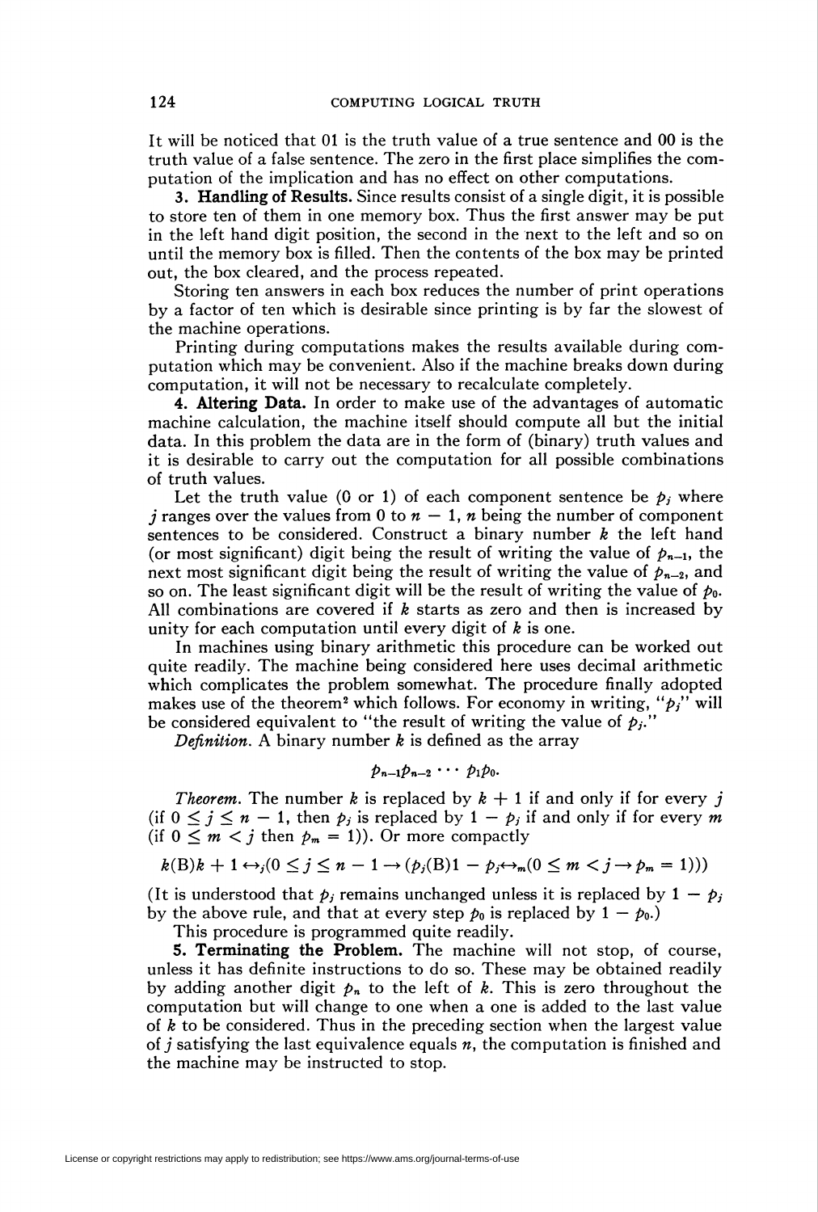It will be noticed that 01 is the truth value of a true sentence and 00 is the truth value of a false sentence. The zero in the first place simplifies the computation of the implication and has no effect on other computations.

**3. Handling of Results.** Since results consist of a single digit, it is possible to store ten of them in one memory box. Thus the first answer may be put in the left hand digit position, the second in the next to the left and so on until the memory box is filled. Then the contents of the box may be printed out, the box cleared, and the process repeated.

Storing ten answers in each box reduces the number of print operations by a factor of ten which is desirable since printing is by far the slowest of the machine operations.

Printing during computations makes the results available during computation which may be convenient. Also if the machine breaks down during computation, it will not be necessary to recalculate completely.

**4. Altering Data.** In order to make use of the advantages of automatic machine calculation, the machine itself should compute all but the initial data. In this problem the data are in the form of (binary) truth values and it is desirable to carry out the computation for all possible combinations of truth values.

Let the truth value (0 or 1) of each component sentence be $p_j$ where $j$ ranges over the values from 0 to $n - 1$, $n$ being the number of component sentences to be considered. Construct a binary number $k$ the left hand (or most significant) digit being the result of writing the value of $p_{n-1}$, the next most significant digit being the result of writing the value of $p_{n-2}$, and so on. The least significant digit will be the result of writing the value of $p_0$. All combinations are covered if $k$ starts as zero and then is increased by unity for each computation until every digit of $k$ is one.

In machines using binary arithmetic this procedure can be worked out quite readily. The machine being considered here uses decimal arithmetic which complicates the problem somewhat. The procedure finally adopted makes use of the theorem[2] which follows. For economy in writing, "$p_j$" will be considered equivalent to "the result of writing the value of $p_j$."

*Definition.* A binary number $k$ is defined as the array

$$p_{n-1}p_{n-2} \cdots p_1p_0.$$

*Theorem.* The number $k$ is replaced by $k + 1$ if and only if for every $j$ (if $0 \leq j \leq n - 1$, then $p_j$ is replaced by $1 - p_j$ if and only if for every $m$ (if $0 \leq m < j$ then $p_m = 1$)). Or more compactly

$$k(\mathrm{B})k + 1 \leftrightarrow_j (0 \leq j \leq n - 1 \rightarrow (p_j(\mathrm{B})1 - p_j \leftrightarrow_m (0 \leq m < j \rightarrow p_m = 1)))$$

(It is understood that $p_j$ remains unchanged unless it is replaced by $1 - p_j$ by the above rule, and that at every step $p_0$ is replaced by $1 - p_0$.)

This procedure is programmed quite readily.

**5. Terminating the Problem.** The machine will not stop, of course, unless it has definite instructions to do so. These may be obtained readily by adding another digit $p_n$ to the left of $k$. This is zero throughout the computation but will change to one when a one is added to the last value of $k$ to be considered. Thus in the preceding section when the largest value of $j$ satisfying the last equivalence equals $n$, the computation is finished and the machine may be instructed to stop.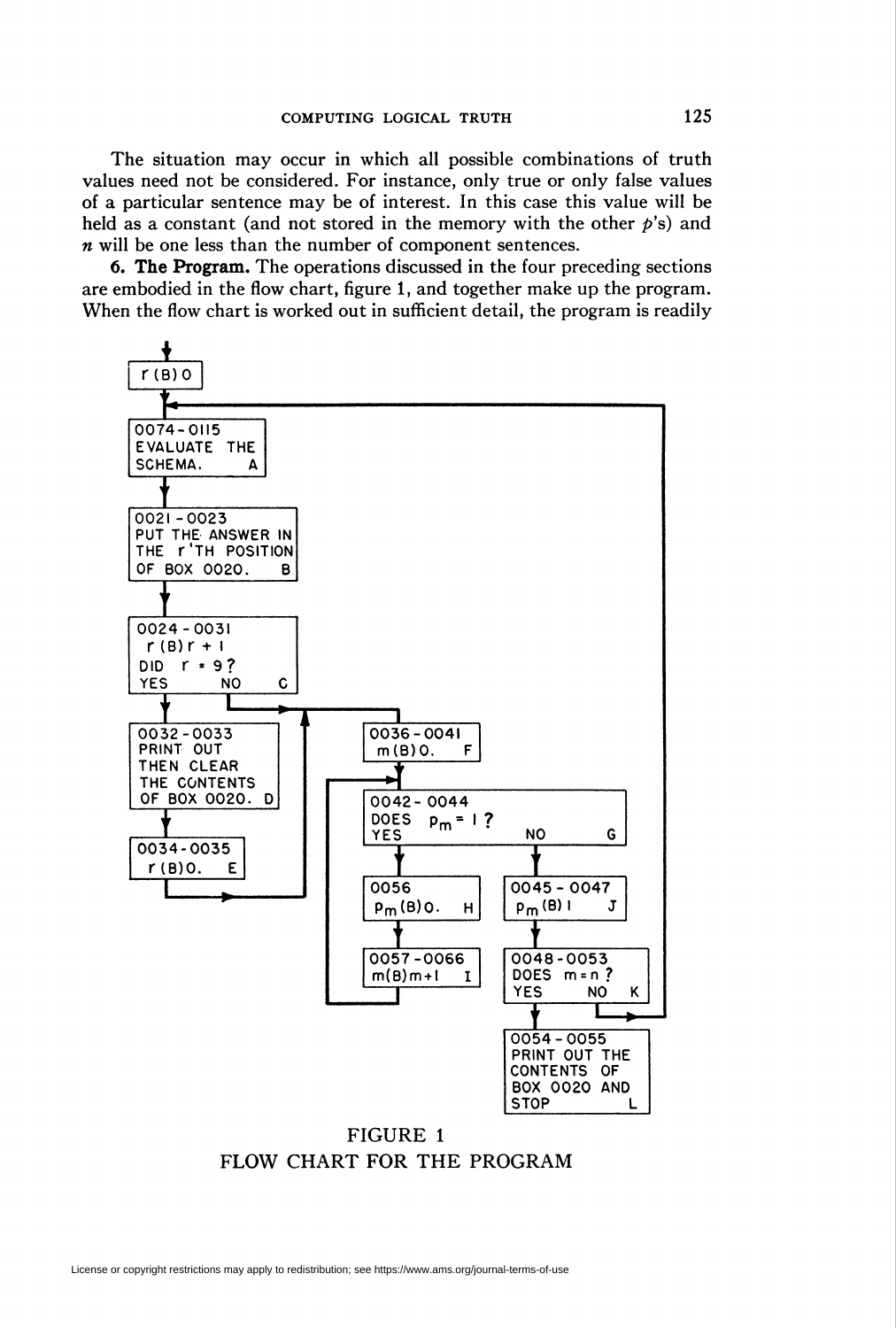The situation may occur in which all possible combinations of truth values need not be considered. For instance, only true or only false values of a particular sentence may be of interest. In this case this value will be held as a constant (and not stored in the memory with the other $p$'s) and $n$ will be one less than the number of component sentences.

**6. The Program.** The operations discussed in the four preceding sections are embodied in the flow chart, figure 1, and together make up the program. When the flow chart is worked out in sufficient detail, the program is readily

FIGURE 1
FLOW CHART FOR THE PROGRAM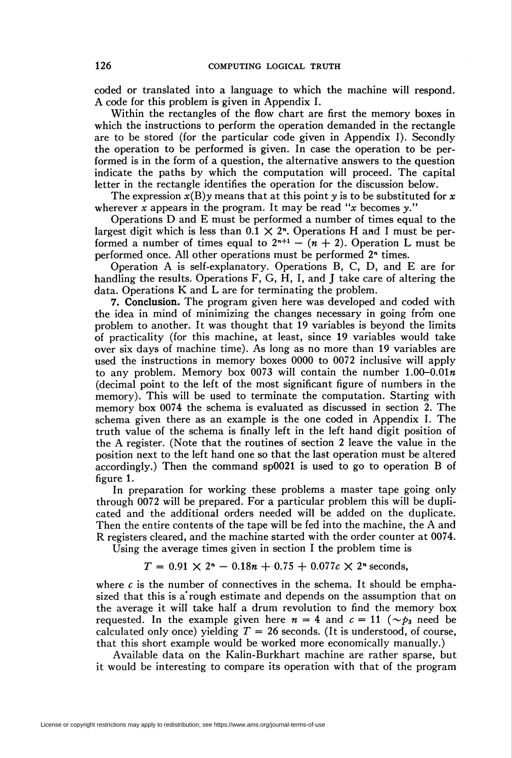coded or translated into a language to which the machine will respond. A code for this problem is given in Appendix I.

Within the rectangles of the flow chart are first the memory boxes in which the instructions to perform the operation demanded in the rectangle are to be stored (for the particular code given in Appendix I). Secondly the operation to be performed is given. In case the operation to be performed is in the form of a question, the alternative answers to the question indicate the paths by which the computation will proceed. The capital letter in the rectangle identifies the operation for the discussion below.

The expression $x(\mathrm{B})y$ means that at this point $y$ is to be substituted for $x$ wherever $x$ appears in the program. It may be read "$x$ becomes $y$."

Operations D and E must be performed a number of times equal to the largest digit which is less than $0.1 \times 2^n$. Operations H and I must be performed a number of times equal to $2^{n+1} - (n + 2)$. Operation L must be performed once. All other operations must be performed $2^n$ times.

Operation A is self-explanatory. Operations B, C, D, and E are for handling the results. Operations F, G, H, I, and J take care of altering the data. Operations K and L are for terminating the problem.

**7. Conclusion.** The program given here was developed and coded with the idea in mind of minimizing the changes necessary in going from one problem to another. It was thought that 19 variables is beyond the limits of practicality (for this machine, at least, since 19 variables would take over six days of machine time). As long as no more than 19 variables are used the instructions in memory boxes 0000 to 0072 inclusive will apply to any problem. Memory box 0073 will contain the number $1.00–0.01n$ (decimal point to the left of the most significant figure of numbers in the memory). This will be used to terminate the computation. Starting with memory box 0074 the schema is evaluated as discussed in section 2. The schema given there as an example is the one coded in Appendix I. The truth value of the schema is finally left in the left hand digit position of the A register. (Note that the routines of section 2 leave the value in the position next to the left hand one so that the last operation must be altered accordingly.) Then the command sp0021 is used to go to operation B of figure 1.

In preparation for working these problems a master tape going only through 0072 will be prepared. For a particular problem this will be duplicated and the additional orders needed will be added on the duplicate. Then the entire contents of the tape will be fed into the machine, the A and R registers cleared, and the machine started with the order counter at 0074.

Using the average times given in section I the problem time is

$$T = 0.91 \times 2^n - 0.18n + 0.75 + 0.077c \times 2^n \text{ seconds,}$$

where $c$ is the number of connectives in the schema. It should be emphasized that this is a rough estimate and depends on the assumption that on the average it will take half a drum revolution to find the memory box requested. In the example given here $n = 4$ and $c = 11$ ($\sim p_3$ need be calculated only once) yielding $T = 26$ seconds. (It is understood, of course, that this short example would be worked more economically manually.)

Available data on the Kalin-Burkhart machine are rather sparse, but it would be interesting to compare its operation with that of the program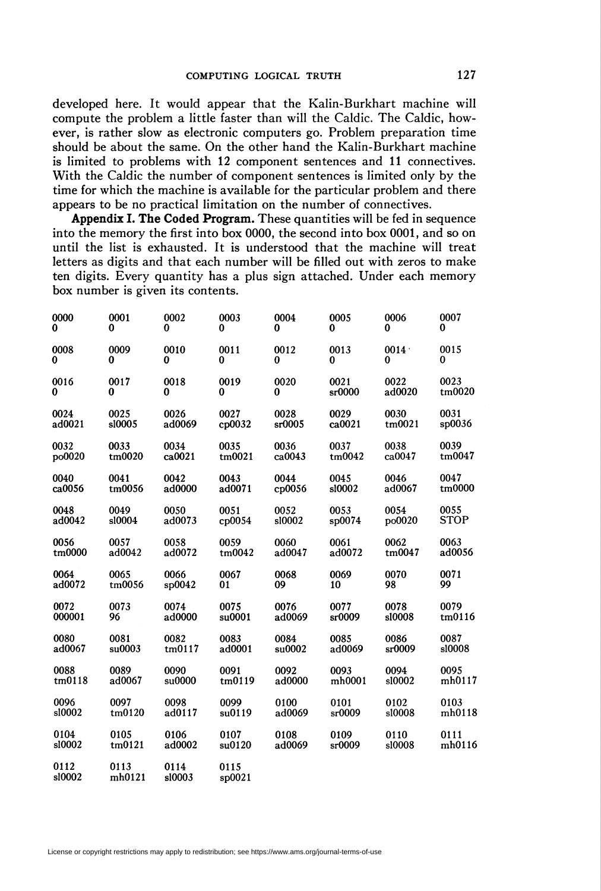developed here. It would appear that the Kalin-Burkhart machine will compute the problem a little faster than will the Caldic. The Caldic, however, is rather slow as electronic computers go. Problem preparation time should be about the same. On the other hand the Kalin-Burkhart machine is limited to problems with 12 component sentences and 11 connectives. With the Caldic the number of component sentences is limited only by the time for which the machine is available for the particular problem and there appears to be no practical limitation on the number of connectives.

**Appendix I. The Coded Program.** These quantities will be fed in sequence into the memory the first into box 0000, the second into box 0001, and so on until the list is exhausted. It is understood that the machine will treat letters as digits and that each number will be filled out with zeros to make ten digits. Every quantity has a plus sign attached. Under each memory box number is given its contents.

| 0000 | 0001 | 0002 | 0003 | 0004 | 0005 | 0006 | 0007 |
|---|---|---|---|---|---|---|---|
| 0 | 0 | 0 | 0 | 0 | 0 | 0 | 0 |
| 0008 | 0009 | 0010 | 0011 | 0012 | 0013 | 0014 | 0015 |
| 0 | 0 | 0 | 0 | 0 | 0 | 0 | 0 |
| 0016 | 0017 | 0018 | 0019 | 0020 | 0021 | 0022 | 0023 |
| 0 | 0 | 0 | 0 | 0 | sr0000 | ad0020 | tm0020 |
| 0024 | 0025 | 0026 | 0027 | 0028 | 0029 | 0030 | 0031 |
| ad0021 | sl0005 | ad0069 | cp0032 | sr0005 | ca0021 | tm0021 | sp0036 |
| 0032 | 0033 | 0034 | 0035 | 0036 | 0037 | 0038 | 0039 |
| po0020 | tm0020 | ca0021 | tm0021 | ca0043 | tm0042 | ca0047 | tm0047 |
| 0040 | 0041 | 0042 | 0043 | 0044 | 0045 | 0046 | 0047 |
| ca0056 | tm0056 | ad0000 | ad0071 | cp0056 | sl0002 | ad0067 | tm0000 |
| 0048 | 0049 | 0050 | 0051 | 0052 | 0053 | 0054 | 0055 |
| ad0042 | sl0004 | ad0073 | cp0054 | sl0002 | sp0074 | po0020 | STOP |
| 0056 | 0057 | 0058 | 0059 | 0060 | 0061 | 0062 | 0063 |
| tm0000 | ad0042 | ad0072 | tm0042 | ad0047 | ad0072 | tm0047 | ad0056 |
| 0064 | 0065 | 0066 | 0067 | 0068 | 0069 | 0070 | 0071 |
| ad0072 | tm0056 | sp0042 | 01 | 09 | 10 | 98 | 99 |
| 0072 | 0073 | 0074 | 0075 | 0076 | 0077 | 0078 | 0079 |
| 000001 | 96 | ad0000 | su0001 | ad0069 | sr0009 | sl0008 | tm0116 |
| 0080 | 0081 | 0082 | 0083 | 0084 | 0085 | 0086 | 0087 |
| ad0067 | su0003 | tm0117 | ad0001 | su0002 | ad0069 | sr0009 | sl0008 |
| 0088 | 0089 | 0090 | 0091 | 0092 | 0093 | 0094 | 0095 |
| tm0118 | ad0067 | su0000 | tm0119 | ad0000 | mh0001 | sl0002 | mh0117 |
| 0096 | 0097 | 0098 | 0099 | 0100 | 0101 | 0102 | 0103 |
| sl0002 | tm0120 | ad0117 | su0119 | ad0069 | sr0009 | sl0008 | mh0118 |
| 0104 | 0105 | 0106 | 0107 | 0108 | 0109 | 0110 | 0111 |
| sl0002 | tm0121 | ad0002 | su0120 | ad0069 | sr0009 | sl0008 | mh0116 |
| 0112 | 0113 | 0114 | 0115 | | | | |
| sl0002 | mh0121 | sl0003 | sp0021 | | | | |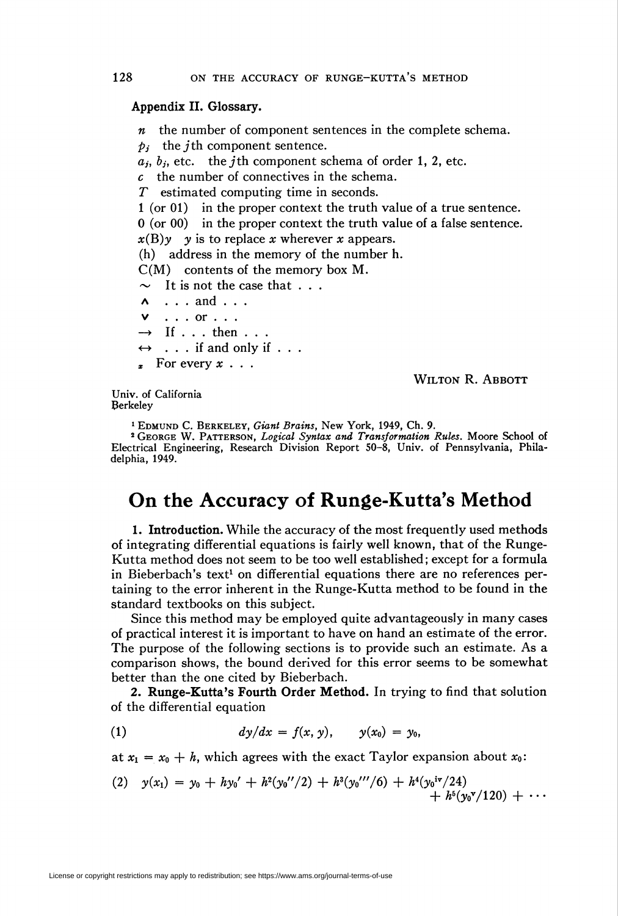**Appendix II. Glossary.**

$n$ the number of component sentences in the complete schema.
$p_j$ the $j$th component sentence.
$a_j$, $b_j$, etc. the $j$th component schema of order 1, 2, etc.
$c$ the number of connectives in the schema.
$T$ estimated computing time in seconds.
1 (or 01) in the proper context the truth value of a true sentence.
0 (or 00) in the proper context the truth value of a false sentence.
$x$(B)$y$ $y$ is to replace $x$ wherever $x$ appears.
(h) address in the memory of the number h.
C(M) contents of the memory box M.
$\sim$ It is not the case that . . .
$\wedge$ . . . and . . .
$\vee$ . . . or . . .
$\rightarrow$ If . . . then . . .
$\leftrightarrow$ . . . if and only if . . .
$_x$ For every $x$ . . .

Wilton R. Abbott

Univ. of California
Berkeley

[1] Edmund C. Berkeley, *Giant Brains*, New York, 1949, Ch. 9.
[2] George W. Patterson, *Logical Syntax and Transformation Rules.* Moore School of Electrical Engineering, Research Division Report 50-8, Univ. of Pennsylvania, Philadelphia, 1949.

# On the Accuracy of Runge-Kutta's Method

**1. Introduction.** While the accuracy of the most frequently used methods of integrating differential equations is fairly well known, that of the Runge-Kutta method does not seem to be too well established; except for a formula in Bieberbach's text[1] on differential equations there are no references pertaining to the error inherent in the Runge-Kutta method to be found in the standard textbooks on this subject.

Since this method may be employed quite advantageously in many cases of practical interest it is important to have on hand an estimate of the error. The purpose of the following sections is to provide such an estimate. As a comparison shows, the bound derived for this error seems to be somewhat better than the one cited by Bieberbach.

**2. Runge-Kutta's Fourth Order Method.** In trying to find that solution of the differential equation

$$dy/dx = f(x, y), \qquad y(x_0) = y_0, \tag{1}$$

at $x_1 = x_0 + h$, which agrees with the exact Taylor expansion about $x_0$:

$$y(x_1) = y_0 + hy_0' + h^2(y_0''/2) + h^3(y_0'''/6) + h^4(y_0^{\text{iv}}/24) + h^5(y_0^{\text{v}}/120) + \cdots \tag{2}$$